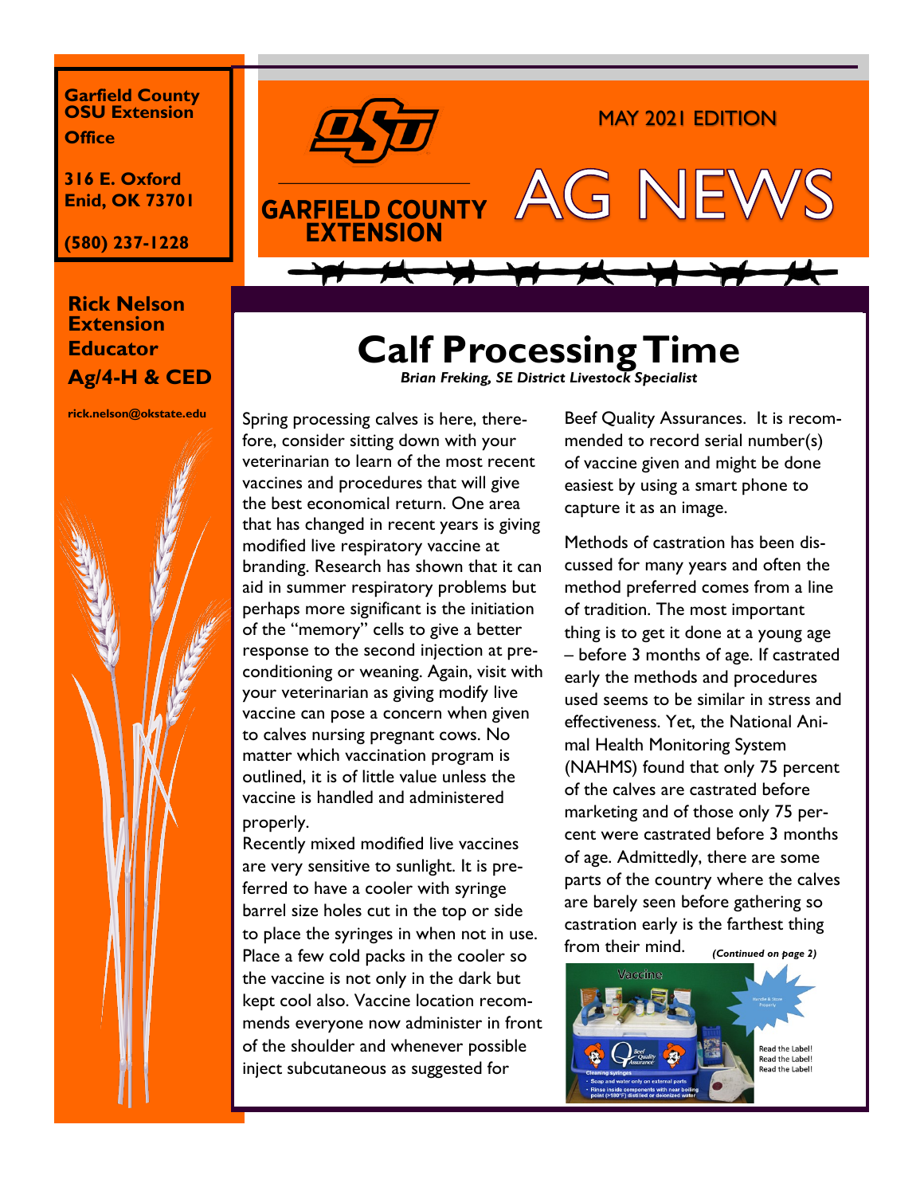**Garfield County OSU Extension Office**

**316 E. Oxford**
**Enid, OK 73701**

**(580) 237-1228**

**Rick Nelson**
**Extension Educator**
**Ag/4-H & CED**

**rick.nelson@okstate.edu**

GARFIELD COUNTY EXTENSION

MAY 2021 EDITION

# AG NEWS

## Calf Processing Time

***Brian Freking, SE District Livestock Specialist***

Spring processing calves is here, therefore, consider sitting down with your veterinarian to learn of the most recent vaccines and procedures that will give the best economical return. One area that has changed in recent years is giving modified live respiratory vaccine at branding. Research has shown that it can aid in summer respiratory problems but perhaps more significant is the initiation of the "memory" cells to give a better response to the second injection at preconditioning or weaning. Again, visit with your veterinarian as giving modify live vaccine can pose a concern when given to calves nursing pregnant cows. No matter which vaccination program is outlined, it is of little value unless the vaccine is handled and administered properly.

Recently mixed modified live vaccines are very sensitive to sunlight. It is preferred to have a cooler with syringe barrel size holes cut in the top or side to place the syringes in when not in use. Place a few cold packs in the cooler so the vaccine is not only in the dark but kept cool also. Vaccine location recommends everyone now administer in front of the shoulder and whenever possible inject subcutaneous as suggested for Beef Quality Assurances. It is recommended to record serial number(s) of vaccine given and might be done easiest by using a smart phone to capture it as an image.

Methods of castration has been discussed for many years and often the method preferred comes from a line of tradition. The most important thing is to get it done at a young age – before 3 months of age. If castrated early the methods and procedures used seems to be similar in stress and effectiveness. Yet, the National Animal Health Monitoring System (NAHMS) found that only 75 percent of the calves are castrated before marketing and of those only 75 percent were castrated before 3 months of age. Admittedly, there are some parts of the country where the calves are barely seen before gathering so castration early is the farthest thing from their mind.

***(Continued on page 2)***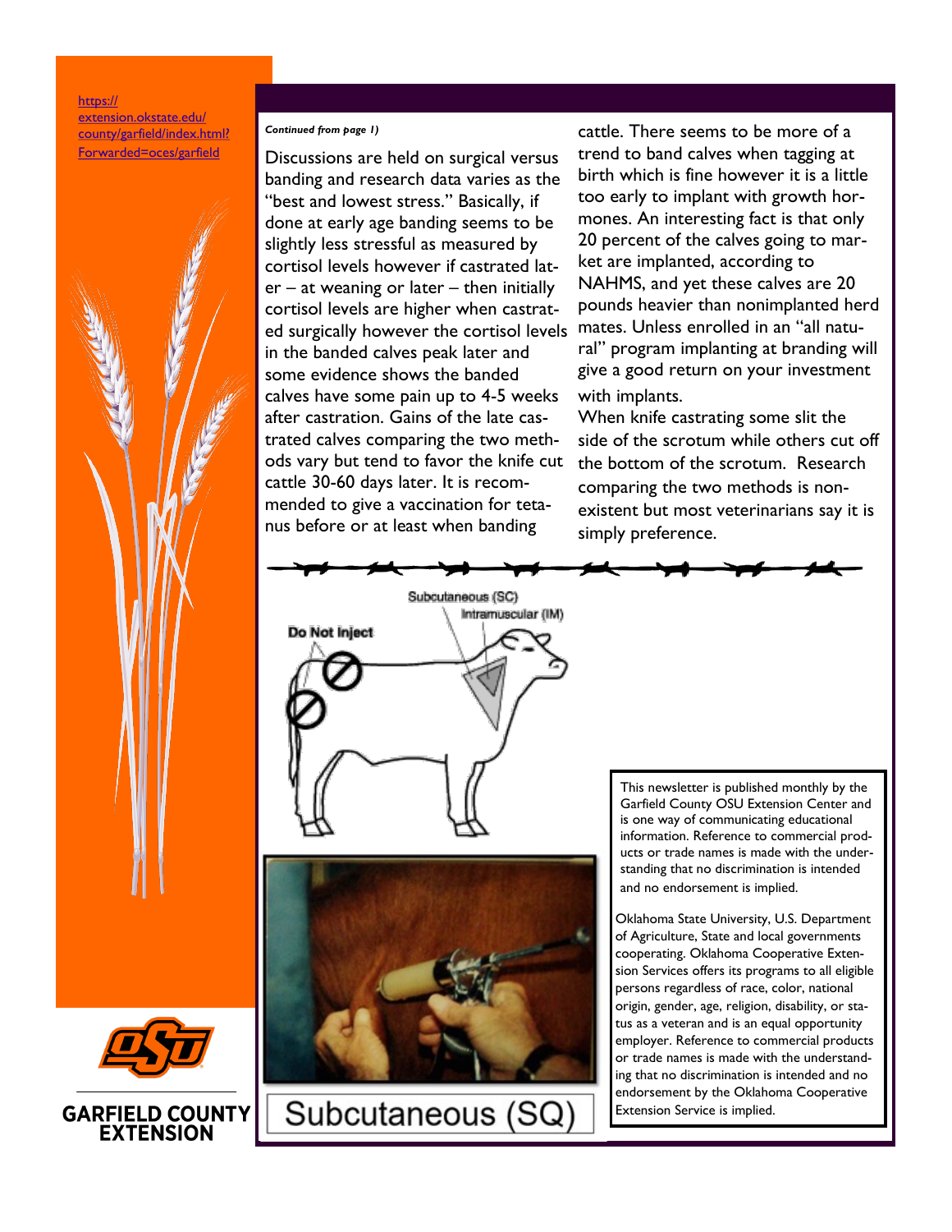https://extension.okstate.edu/county/garfield/index.html?Forwarded=oces/garfield

*Continued from page 1)*

Discussions are held on surgical versus banding and research data varies as the "best and lowest stress." Basically, if done at early age banding seems to be slightly less stressful as measured by cortisol levels however if castrated later – at weaning or later – then initially cortisol levels are higher when castrated surgically however the cortisol levels in the banded calves peak later and some evidence shows the banded calves have some pain up to 4-5 weeks after castration. Gains of the late castrated calves comparing the two methods vary but tend to favor the knife cut cattle 30-60 days later. It is recommended to give a vaccination for tetanus before or at least when banding cattle. There seems to be more of a trend to band calves when tagging at birth which is fine however it is a little too early to implant with growth hormones. An interesting fact is that only 20 percent of the calves going to market are implanted, according to NAHMS, and yet these calves are 20 pounds heavier than nonimplanted herd mates. Unless enrolled in an "all natural" program implanting at branding will give a good return on your investment with implants.

When knife castrating some slit the side of the scrotum while others cut off the bottom of the scrotum. Research comparing the two methods is non-existent but most veterinarians say it is simply preference.

Subcutaneous (SC)

Intramuscular (IM)

Do Not Inject

Subcutaneous (SQ)

This newsletter is published monthly by the Garfield County OSU Extension Center and is one way of communicating educational information. Reference to commercial products or trade names is made with the understanding that no discrimination is intended and no endorsement is implied.

Oklahoma State University, U.S. Department of Agriculture, State and local governments cooperating. Oklahoma Cooperative Extension Services offers its programs to all eligible persons regardless of race, color, national origin, gender, age, religion, disability, or status as a veteran and is an equal opportunity employer. Reference to commercial products or trade names is made with the understanding that no discrimination is intended and no endorsement by the Oklahoma Cooperative Extension Service is implied.

GARFIELD COUNTY EXTENSION